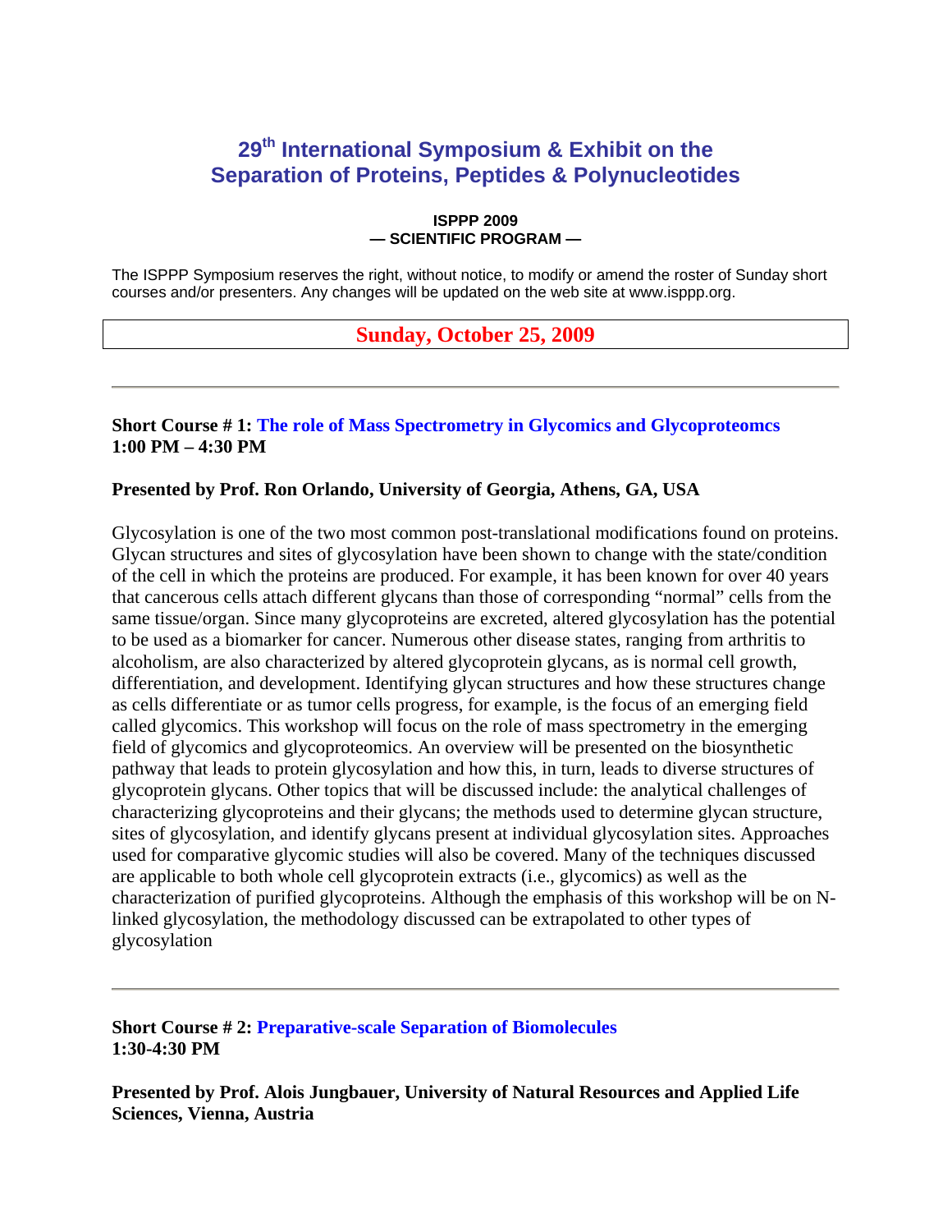# 29th International Symposium & Exhibit on the Separation of Proteins, Peptides & Polynucleotides

**ISPPP 2009**
**— SCIENTIFIC PROGRAM —**

The ISPPP Symposium reserves the right, without notice, to modify or amend the roster of Sunday short courses and/or presenters. Any changes will be updated on the web site at www.isppp.org.

## Sunday, October 25, 2009

---

**Short Course # 1: The role of Mass Spectrometry in Glycomics and Glycoproteomcs**
**1:00 PM – 4:30 PM**

**Presented by Prof. Ron Orlando, University of Georgia, Athens, GA, USA**

Glycosylation is one of the two most common post-translational modifications found on proteins. Glycan structures and sites of glycosylation have been shown to change with the state/condition of the cell in which the proteins are produced. For example, it has been known for over 40 years that cancerous cells attach different glycans than those of corresponding "normal" cells from the same tissue/organ. Since many glycoproteins are excreted, altered glycosylation has the potential to be used as a biomarker for cancer. Numerous other disease states, ranging from arthritis to alcoholism, are also characterized by altered glycoprotein glycans, as is normal cell growth, differentiation, and development. Identifying glycan structures and how these structures change as cells differentiate or as tumor cells progress, for example, is the focus of an emerging field called glycomics. This workshop will focus on the role of mass spectrometry in the emerging field of glycomics and glycoproteomics. An overview will be presented on the biosynthetic pathway that leads to protein glycosylation and how this, in turn, leads to diverse structures of glycoprotein glycans. Other topics that will be discussed include: the analytical challenges of characterizing glycoproteins and their glycans; the methods used to determine glycan structure, sites of glycosylation, and identify glycans present at individual glycosylation sites. Approaches used for comparative glycomic studies will also be covered. Many of the techniques discussed are applicable to both whole cell glycoprotein extracts (i.e., glycomics) as well as the characterization of purified glycoproteins. Although the emphasis of this workshop will be on N-linked glycosylation, the methodology discussed can be extrapolated to other types of glycosylation

---

**Short Course # 2: Preparative-scale Separation of Biomolecules**
**1:30-4:30 PM**

**Presented by Prof. Alois Jungbauer, University of Natural Resources and Applied Life Sciences, Vienna, Austria**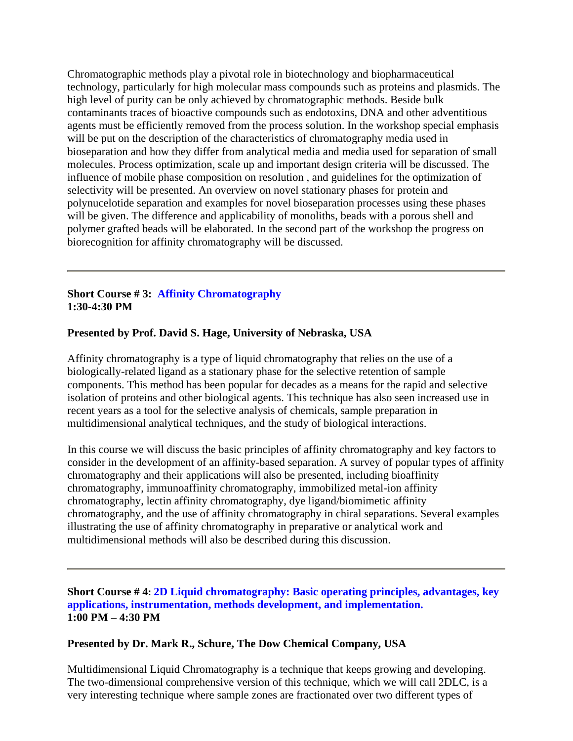Chromatographic methods play a pivotal role in biotechnology and biopharmaceutical technology, particularly for high molecular mass compounds such as proteins and plasmids. The high level of purity can be only achieved by chromatographic methods. Beside bulk contaminants traces of bioactive compounds such as endotoxins, DNA and other adventitious agents must be efficiently removed from the process solution. In the workshop special emphasis will be put on the description of the characteristics of chromatography media used in bioseparation and how they differ from analytical media and media used for separation of small molecules. Process optimization, scale up and important design criteria will be discussed. The influence of mobile phase composition on resolution , and guidelines for the optimization of selectivity will be presented. An overview on novel stationary phases for protein and polynucelotide separation and examples for novel bioseparation processes using these phases will be given. The difference and applicability of monoliths, beads with a porous shell and polymer grafted beads will be elaborated. In the second part of the workshop the progress on biorecognition for affinity chromatography will be discussed.

---

**Short Course # 3: Affinity Chromatography**
**1:30-4:30 PM**

**Presented by Prof. David S. Hage, University of Nebraska, USA**

Affinity chromatography is a type of liquid chromatography that relies on the use of a biologically-related ligand as a stationary phase for the selective retention of sample components. This method has been popular for decades as a means for the rapid and selective isolation of proteins and other biological agents. This technique has also seen increased use in recent years as a tool for the selective analysis of chemicals, sample preparation in multidimensional analytical techniques, and the study of biological interactions.

In this course we will discuss the basic principles of affinity chromatography and key factors to consider in the development of an affinity-based separation. A survey of popular types of affinity chromatography and their applications will also be presented, including bioaffinity chromatography, immunoaffinity chromatography, immobilized metal-ion affinity chromatography, lectin affinity chromatography, dye ligand/biomimetic affinity chromatography, and the use of affinity chromatography in chiral separations. Several examples illustrating the use of affinity chromatography in preparative or analytical work and multidimensional methods will also be described during this discussion.

---

**Short Course # 4**: **2D Liquid chromatography: Basic operating principles, advantages, key applications, instrumentation, methods development, and implementation.**
**1:00 PM – 4:30 PM**

**Presented by Dr. Mark R., Schure, The Dow Chemical Company, USA**

Multidimensional Liquid Chromatography is a technique that keeps growing and developing. The two-dimensional comprehensive version of this technique, which we will call 2DLC, is a very interesting technique where sample zones are fractionated over two different types of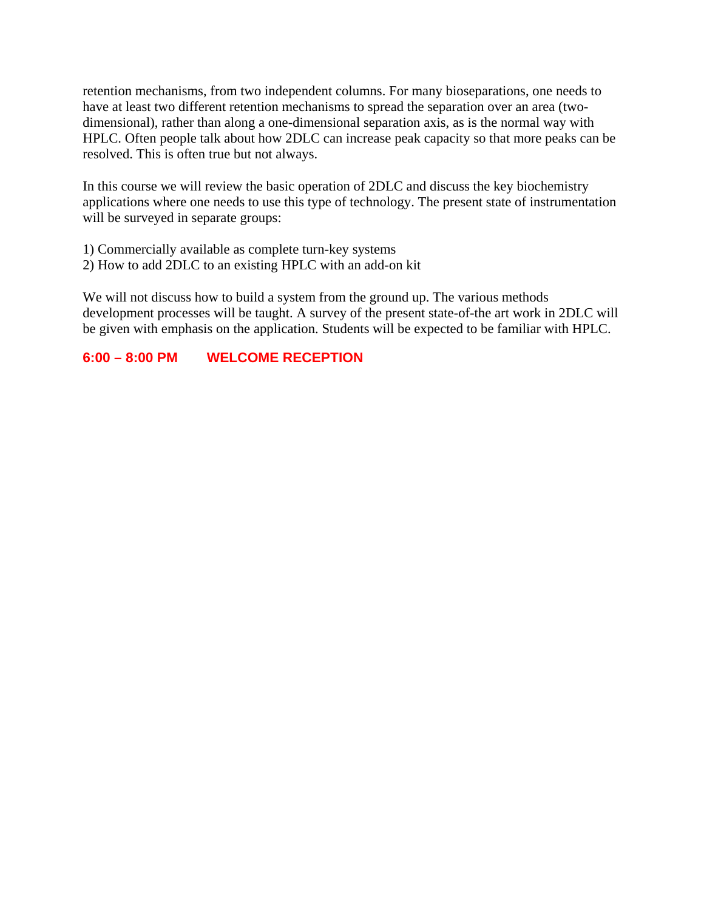retention mechanisms, from two independent columns. For many bioseparations, one needs to have at least two different retention mechanisms to spread the separation over an area (two-dimensional), rather than along a one-dimensional separation axis, as is the normal way with HPLC. Often people talk about how 2DLC can increase peak capacity so that more peaks can be resolved. This is often true but not always.

In this course we will review the basic operation of 2DLC and discuss the key biochemistry applications where one needs to use this type of technology. The present state of instrumentation will be surveyed in separate groups:

1) Commercially available as complete turn-key systems
2) How to add 2DLC to an existing HPLC with an add-on kit

We will not discuss how to build a system from the ground up. The various methods development processes will be taught. A survey of the present state-of-the art work in 2DLC will be given with emphasis on the application. Students will be expected to be familiar with HPLC.

**6:00 – 8:00 PM WELCOME RECEPTION**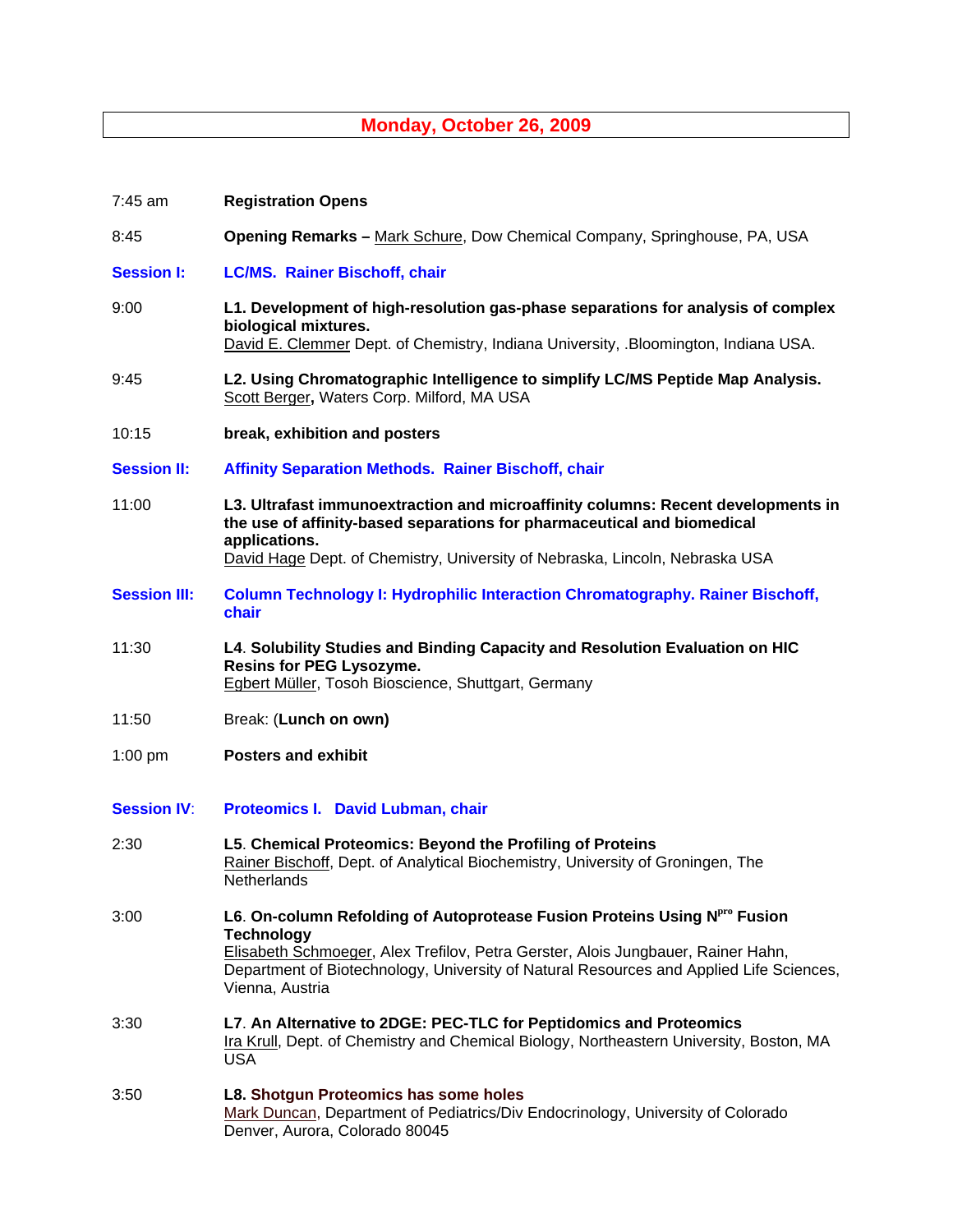## Monday, October 26, 2009

7:45 am **Registration Opens**

8:45 **Opening Remarks –** Mark Schure, Dow Chemical Company, Springhouse, PA, USA

**Session I: LC/MS. Rainer Bischoff, chair**

9:00 **L1. Development of high-resolution gas-phase separations for analysis of complex biological mixtures.**
David E. Clemmer Dept. of Chemistry, Indiana University, .Bloomington, Indiana USA.

9:45 **L2. Using Chromatographic Intelligence to simplify LC/MS Peptide Map Analysis.**
Scott Berger**,** Waters Corp. Milford, MA USA

10:15 **break, exhibition and posters**

**Session II: Affinity Separation Methods. Rainer Bischoff, chair**

11:00 **L3. Ultrafast immunoextraction and microaffinity columns: Recent developments in the use of affinity-based separations for pharmaceutical and biomedical applications.**
David Hage Dept. of Chemistry, University of Nebraska, Lincoln, Nebraska USA

**Session III: Column Technology I: Hydrophilic Interaction Chromatography. Rainer Bischoff, chair**

11:30 **L4. Solubility Studies and Binding Capacity and Resolution Evaluation on HIC Resins for PEG Lysozyme.**
Egbert Müller, Tosoh Bioscience, Shuttgart, Germany

11:50 Break: (**Lunch on own)**

1:00 pm **Posters and exhibit**

**Session IV: Proteomics I. David Lubman, chair**

2:30 **L5. Chemical Proteomics: Beyond the Profiling of Proteins**
Rainer Bischoff, Dept. of Analytical Biochemistry, University of Groningen, The Netherlands

3:00 **L6. On-column Refolding of Autoprotease Fusion Proteins Using N$^{pro}$ Fusion Technology**
Elisabeth Schmoeger, Alex Trefilov, Petra Gerster, Alois Jungbauer, Rainer Hahn, Department of Biotechnology, University of Natural Resources and Applied Life Sciences, Vienna, Austria

3:30 **L7. An Alternative to 2DGE: PEC-TLC for Peptidomics and Proteomics**
Ira Krull, Dept. of Chemistry and Chemical Biology, Northeastern University, Boston, MA USA

3:50 **L8. Shotgun Proteomics has some holes**
Mark Duncan, Department of Pediatrics/Div Endocrinology, University of Colorado Denver, Aurora, Colorado 80045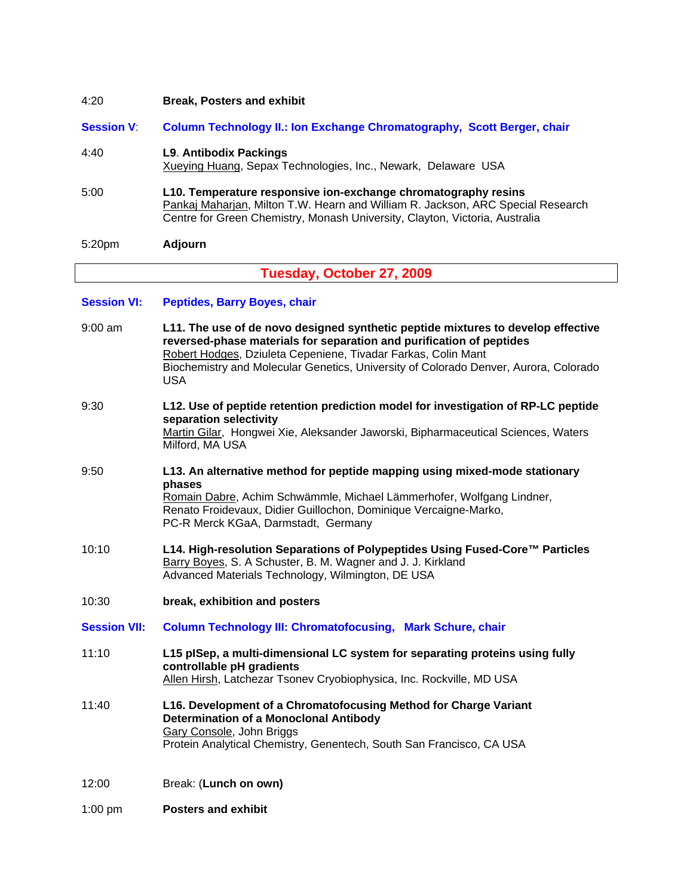4:20 **Break, Posters and exhibit**

**Session V: Column Technology II.: Ion Exchange Chromatography, Scott Berger, chair**

4:40 **L9. Antibodix Packings**
Xueying Huang, Sepax Technologies, Inc., Newark, Delaware USA

5:00 **L10. Temperature responsive ion-exchange chromatography resins**
Pankaj Maharjan, Milton T.W. Hearn and William R. Jackson, ARC Special Research Centre for Green Chemistry, Monash University, Clayton, Victoria, Australia

5:20pm **Adjourn**

## Tuesday, October 27, 2009

**Session VI: Peptides, Barry Boyes, chair**

9:00 am **L11. The use of de novo designed synthetic peptide mixtures to develop effective reversed-phase materials for separation and purification of peptides**
Robert Hodges, Dziuleta Cepeniene, Tivadar Farkas, Colin Mant
Biochemistry and Molecular Genetics, University of Colorado Denver, Aurora, Colorado USA

9:30 **L12. Use of peptide retention prediction model for investigation of RP-LC peptide separation selectivity**
Martin Gilar, Hongwei Xie, Aleksander Jaworski, Bipharmaceutical Sciences, Waters Milford, MA USA

9:50 **L13. An alternative method for peptide mapping using mixed-mode stationary phases**
Romain Dabre, Achim Schwämmle, Michael Lämmerhofer, Wolfgang Lindner, Renato Froidevaux, Didier Guillochon, Dominique Vercaigne-Marko,
PC-R Merck KGaA, Darmstadt, Germany

10:10 **L14. High-resolution Separations of Polypeptides Using Fused-Core™ Particles**
Barry Boyes, S. A Schuster, B. M. Wagner and J. J. Kirkland
Advanced Materials Technology, Wilmington, DE USA

10:30 **break, exhibition and posters**

**Session VII: Column Technology III: Chromatofocusing, Mark Schure, chair**

11:10 **L15 pISep, a multi-dimensional LC system for separating proteins using fully controllable pH gradients**
Allen Hirsh, Latchezar Tsonev Cryobiophysica, Inc. Rockville, MD USA

11:40 **L16. Development of a Chromatofocusing Method for Charge Variant Determination of a Monoclonal Antibody**
Gary Console, John Briggs
Protein Analytical Chemistry, Genentech, South San Francisco, CA USA

12:00 Break: (**Lunch on own)**

1:00 pm **Posters and exhibit**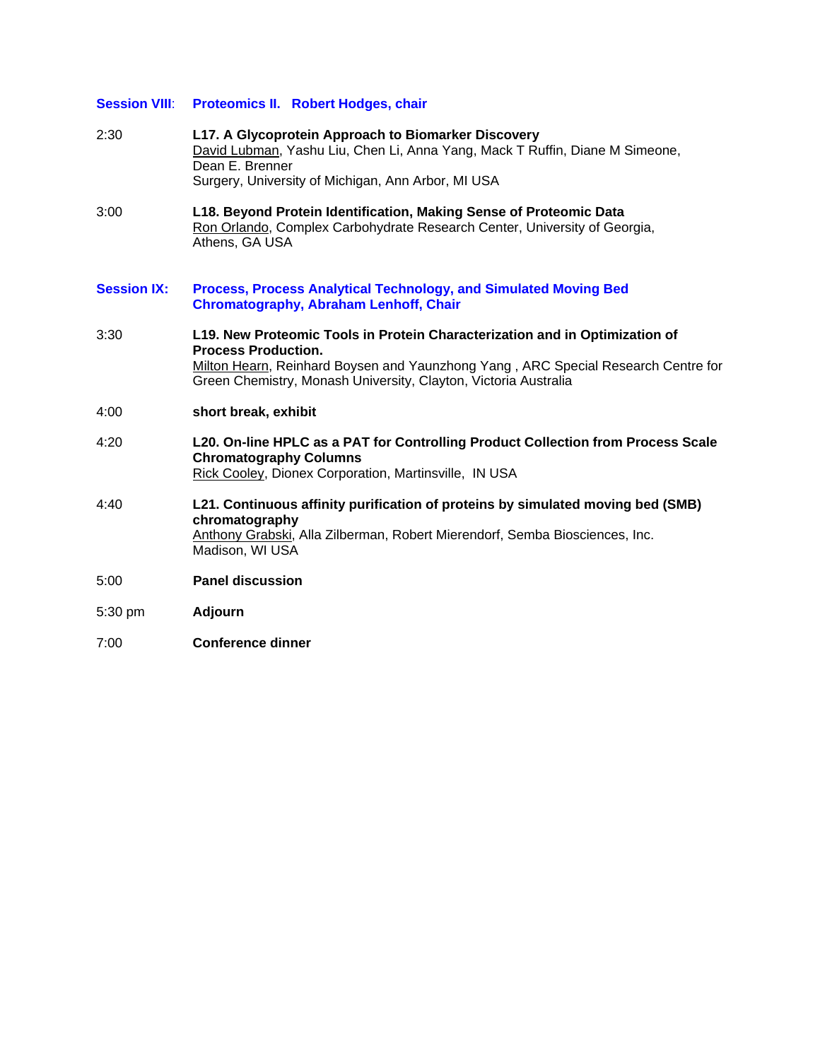## Session VIII: Proteomics II. Robert Hodges, chair

2:30 **L17. A Glycoprotein Approach to Biomarker Discovery**
David Lubman, Yashu Liu, Chen Li, Anna Yang, Mack T Ruffin, Diane M Simeone, Dean E. Brenner
Surgery, University of Michigan, Ann Arbor, MI USA

3:00 **L18. Beyond Protein Identification, Making Sense of Proteomic Data**
Ron Orlando, Complex Carbohydrate Research Center, University of Georgia, Athens, GA USA

## Session IX: Process, Process Analytical Technology, and Simulated Moving Bed Chromatography, Abraham Lenhoff, Chair

3:30 **L19. New Proteomic Tools in Protein Characterization and in Optimization of Process Production.**
Milton Hearn, Reinhard Boysen and Yaunzhong Yang , ARC Special Research Centre for Green Chemistry, Monash University, Clayton, Victoria Australia

4:00 **short break, exhibit**

4:20 **L20. On-line HPLC as a PAT for Controlling Product Collection from Process Scale Chromatography Columns**
Rick Cooley, Dionex Corporation, Martinsville, IN USA

4:40 **L21. Continuous affinity purification of proteins by simulated moving bed (SMB) chromatography**
Anthony Grabski, Alla Zilberman, Robert Mierendorf, Semba Biosciences, Inc. Madison, WI USA

5:00 **Panel discussion**

5:30 pm **Adjourn**

7:00 **Conference dinner**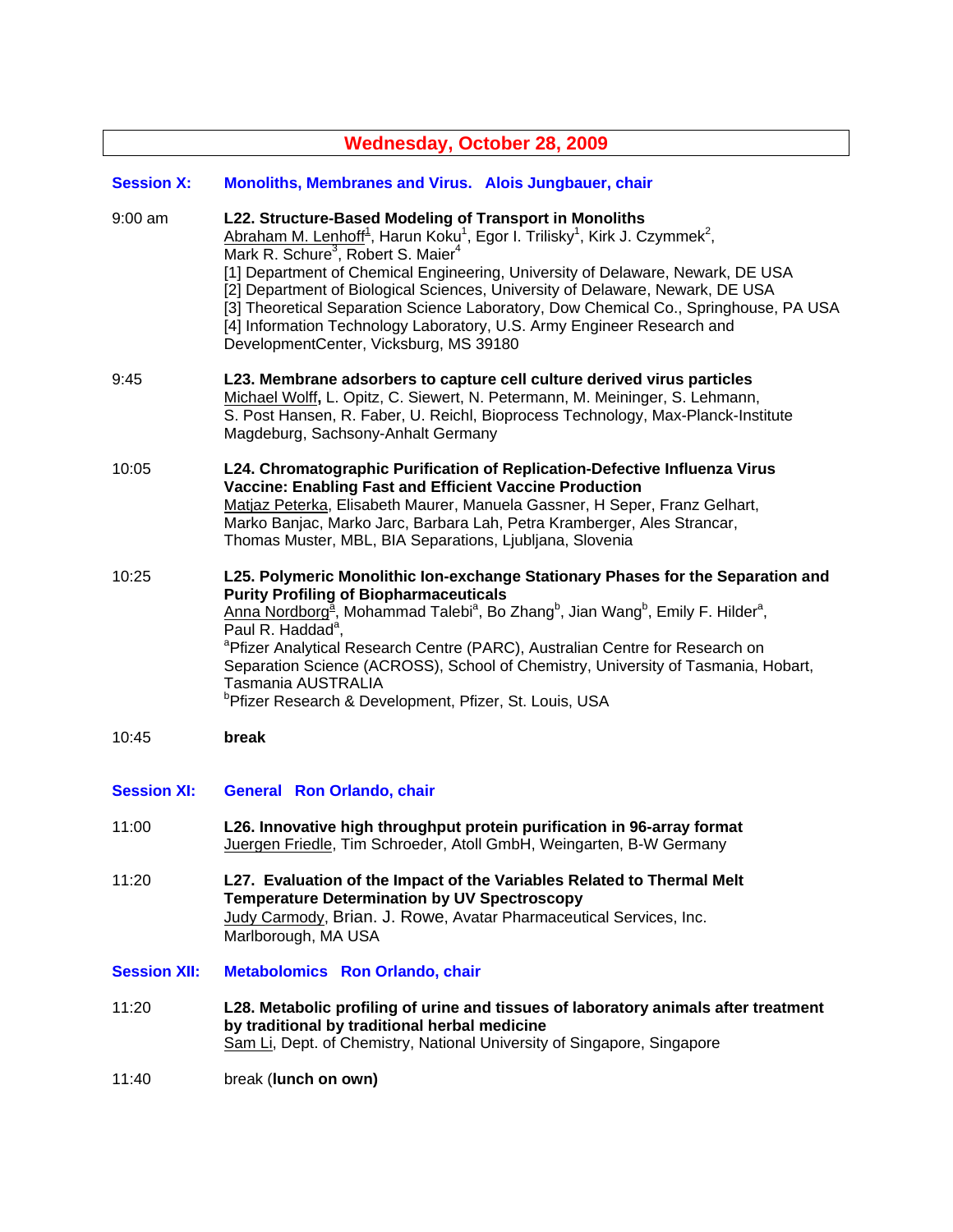## Wednesday, October 28, 2009

### Session X: Monoliths, Membranes and Virus. Alois Jungbauer, chair

9:00 am

**L22. Structure-Based Modeling of Transport in Monoliths**
Abraham M. Lenhoff[1], Harun Koku[1], Egor I. Trilisky[1], Kirk J. Czymmek[2], Mark R. Schure[3], Robert S. Maier[4]
[1] Department of Chemical Engineering, University of Delaware, Newark, DE USA
[2] Department of Biological Sciences, University of Delaware, Newark, DE USA
[3] Theoretical Separation Science Laboratory, Dow Chemical Co., Springhouse, PA USA
[4] Information Technology Laboratory, U.S. Army Engineer Research and DevelopmentCenter, Vicksburg, MS 39180

9:45

**L23. Membrane adsorbers to capture cell culture derived virus particles**
Michael Wolff**,** L. Opitz, C. Siewert, N. Petermann, M. Meininger, S. Lehmann, S. Post Hansen, R. Faber, U. Reichl, Bioprocess Technology, Max-Planck-Institute Magdeburg, Sachsony-Anhalt Germany

10:05

**L24. Chromatographic Purification of Replication-Defective Influenza Virus Vaccine: Enabling Fast and Efficient Vaccine Production**
Matjaz Peterka, Elisabeth Maurer, Manuela Gassner, H Seper, Franz Gelhart, Marko Banjac, Marko Jarc, Barbara Lah, Petra Kramberger, Ales Strancar, Thomas Muster, MBL, BIA Separations, Ljubljana, Slovenia

10:25

**L25. Polymeric Monolithic Ion-exchange Stationary Phases for the Separation and Purity Profiling of Biopharmaceuticals**
Anna Nordborg[a], Mohammad Talebi[a], Bo Zhang[b], Jian Wang[b], Emily F. Hilder[a], Paul R. Haddad[a],
[a]Pfizer Analytical Research Centre (PARC), Australian Centre for Research on Separation Science (ACROSS), School of Chemistry, University of Tasmania, Hobart, Tasmania AUSTRALIA
[b]Pfizer Research & Development, Pfizer, St. Louis, USA

10:45

**break**

### Session XI: General Ron Orlando, chair

11:00

**L26. Innovative high throughput protein purification in 96-array format**
Juergen Friedle, Tim Schroeder, Atoll GmbH, Weingarten, B-W Germany

11:20

**L27. Evaluation of the Impact of the Variables Related to Thermal Melt Temperature Determination by UV Spectroscopy**
Judy Carmody, Brian. J. Rowe, Avatar Pharmaceutical Services, Inc. Marlborough, MA USA

### Session XII: Metabolomics Ron Orlando, chair

11:20

**L28. Metabolic profiling of urine and tissues of laboratory animals after treatment by traditional by traditional herbal medicine**
Sam Li, Dept. of Chemistry, National University of Singapore, Singapore

11:40

break (**lunch on own)**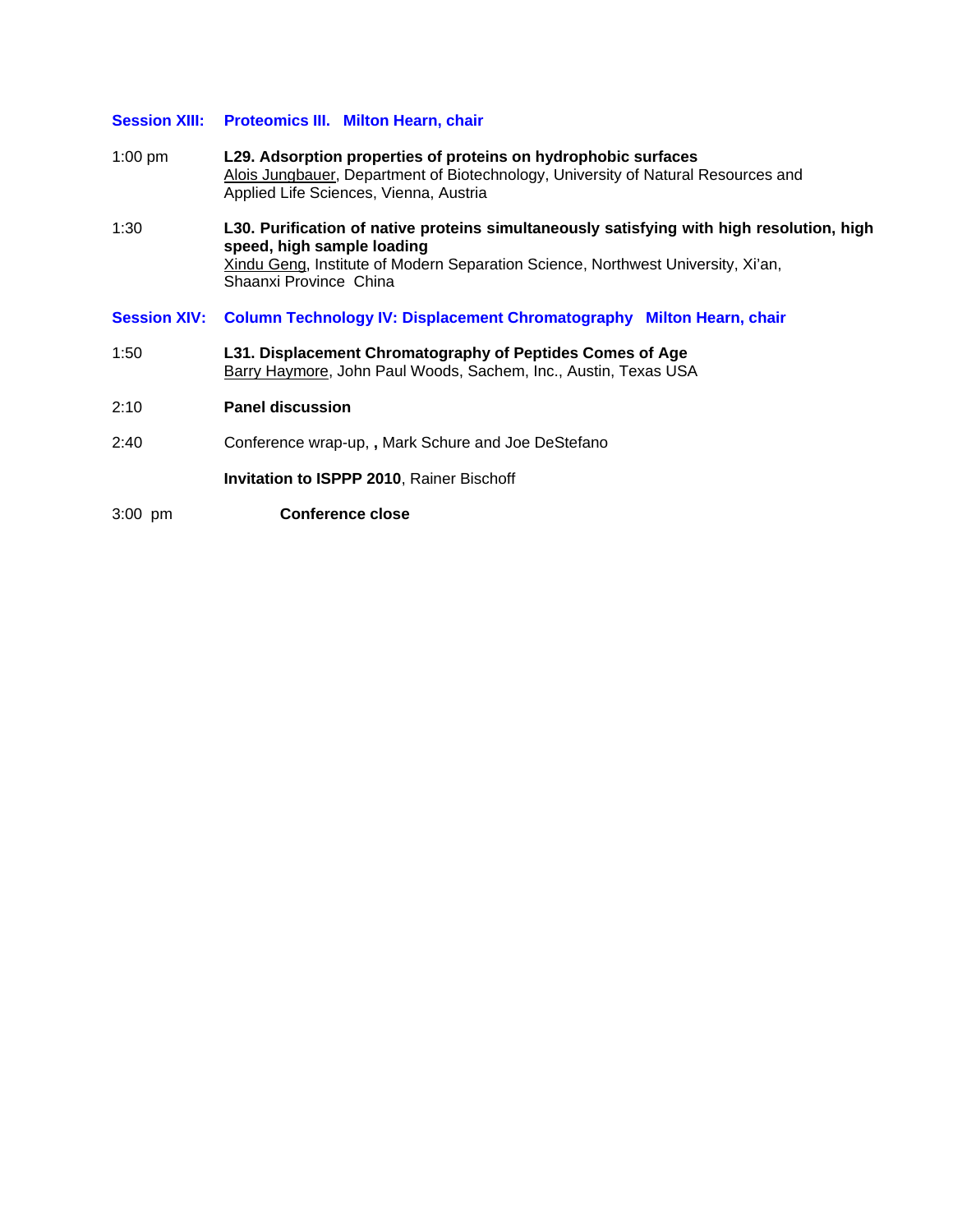### Session XIII: Proteomics III. Milton Hearn, chair

1:00 pm **L29. Adsorption properties of proteins on hydrophobic surfaces**
Alois Jungbauer, Department of Biotechnology, University of Natural Resources and Applied Life Sciences, Vienna, Austria

1:30 **L30. Purification of native proteins simultaneously satisfying with high resolution, high speed, high sample loading**
Xindu Geng, Institute of Modern Separation Science, Northwest University, Xi'an, Shaanxi Province China

### Session XIV: Column Technology IV: Displacement Chromatography Milton Hearn, chair

1:50 **L31. Displacement Chromatography of Peptides Comes of Age**
Barry Haymore, John Paul Woods, Sachem, Inc., Austin, Texas USA

2:10 **Panel discussion**

2:40 Conference wrap-up, **,** Mark Schure and Joe DeStefano

**Invitation to ISPPP 2010**, Rainer Bischoff

3:00 pm **Conference close**